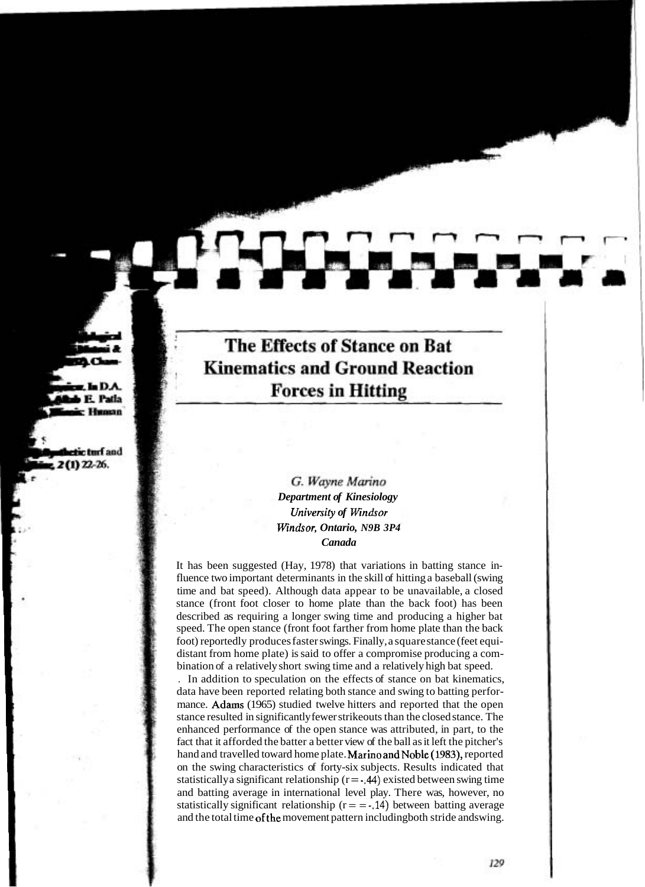# The Effects of Stance on Bat Kinematics and Ground Reaction Forces in Hitting

*G. Wayne Marino*
***Department of Kinesiology***
***University of Windsor***
***Windsor, Ontario, N9B 3P4***
***Canada***

It has been suggested (Hay, 1978) that variations in batting stance influence two important determinants in the skill of hitting a baseball (swing time and bat speed). Although data appear to be unavailable, a closed stance (front foot closer to home plate than the back foot) has been described as requiring a longer swing time and producing a higher bat speed. The open stance (front foot farther from home plate than the back foot) reportedly produces faster swings. Finally, a square stance (feet equidistant from home plate) is said to offer a compromise producing a combination of a relatively short swing time and a relatively high bat speed.

In addition to speculation on the effects of stance on bat kinematics, data have been reported relating both stance and swing to batting performance. Adams (1965) studied twelve hitters and reported that the open stance resulted in significantly fewer strikeouts than the closed stance. The enhanced performance of the open stance was attributed, in part, to the fact that it afforded the batter a better view of the ball as it left the pitcher's hand and travelled toward home plate. Marino and Noble (1983), reported on the swing characteristics of forty-six subjects. Results indicated that statistically a significant relationship ($r = -.44$) existed between swing time and batting average in international level play. There was, however, no statistically significant relationship ($r = -.14$) between batting average and the total time of the movement pattern including both stride and swing.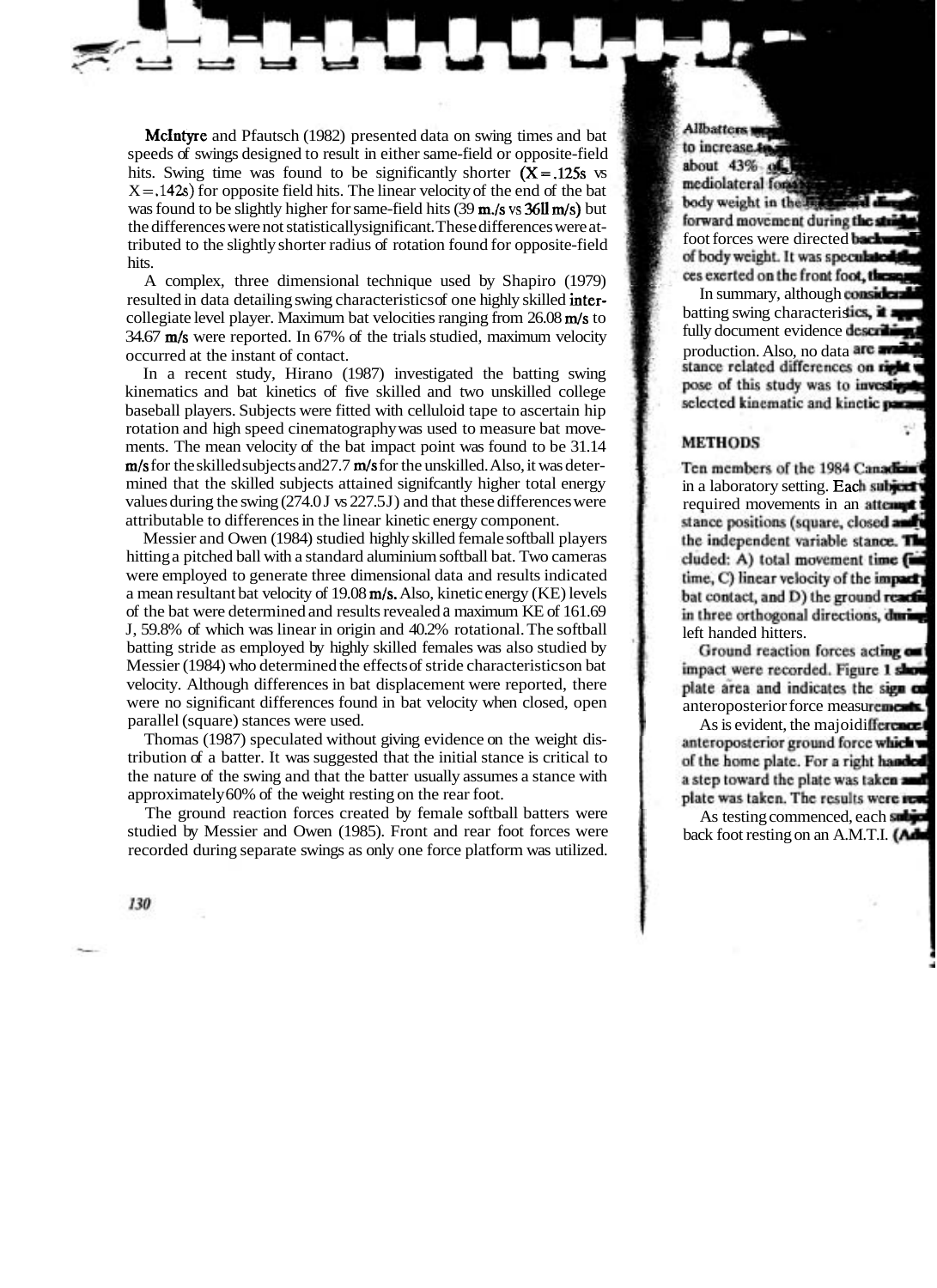McIntyre and Pfautsch (1982) presented data on swing times and bat speeds of swings designed to result in either same-field or opposite-field hits. Swing time was found to be significantly shorter (X = .125s vs X = .142s) for opposite field hits. The linear velocity of the end of the bat was found to be slightly higher for same-field hits (39 m./s vs 36ll m/s) but the differences were not statistically significant. These differences were attributed to the slightly shorter radius of rotation found for opposite-field hits.

A complex, three dimensional technique used by Shapiro (1979) resulted in data detailing swing characteristics of one highly skilled inter-collegiate level player. Maximum bat velocities ranging from 26.08 m/s to 34.67 m/s were reported. In 67% of the trials studied, maximum velocity occurred at the instant of contact.

In a recent study, Hirano (1987) investigated the batting swing kinematics and bat kinetics of five skilled and two unskilled college baseball players. Subjects were fitted with celluloid tape to ascertain hip rotation and high speed cinematography was used to measure bat movements. The mean velocity of the bat impact point was found to be 31.14 m/s for the skilled subjects and 27.7 m/s for the unskilled. Also, it was determined that the skilled subjects attained significantly higher total energy values during the swing (274.0 J vs 227.5 J) and that these differences were attributable to differences in the linear kinetic energy component.

Messier and Owen (1984) studied highly skilled female softball players hitting a pitched ball with a standard aluminium softball bat. Two cameras were employed to generate three dimensional data and results indicated a mean resultant bat velocity of 19.08 m/s. Also, kinetic energy (KE) levels of the bat were determined and results revealed a maximum KE of 161.69 J, 59.8% of which was linear in origin and 40.2% rotational. The softball batting stride as employed by highly skilled females was also studied by Messier (1984) who determined the effects of stride characteristics on bat velocity. Although differences in bat displacement were reported, there were no significant differences found in bat velocity when closed, open parallel (square) stances were used.

Thomas (1987) speculated without giving evidence on the weight distribution of a batter. It was suggested that the initial stance is critical to the nature of the swing and that the batter usually assumes a stance with approximately 60% of the weight resting on the rear foot.

The ground reaction forces created by female softball batters were studied by Messier and Owen (1985). Front and rear foot forces were recorded during separate swings as only one force platform was utilized.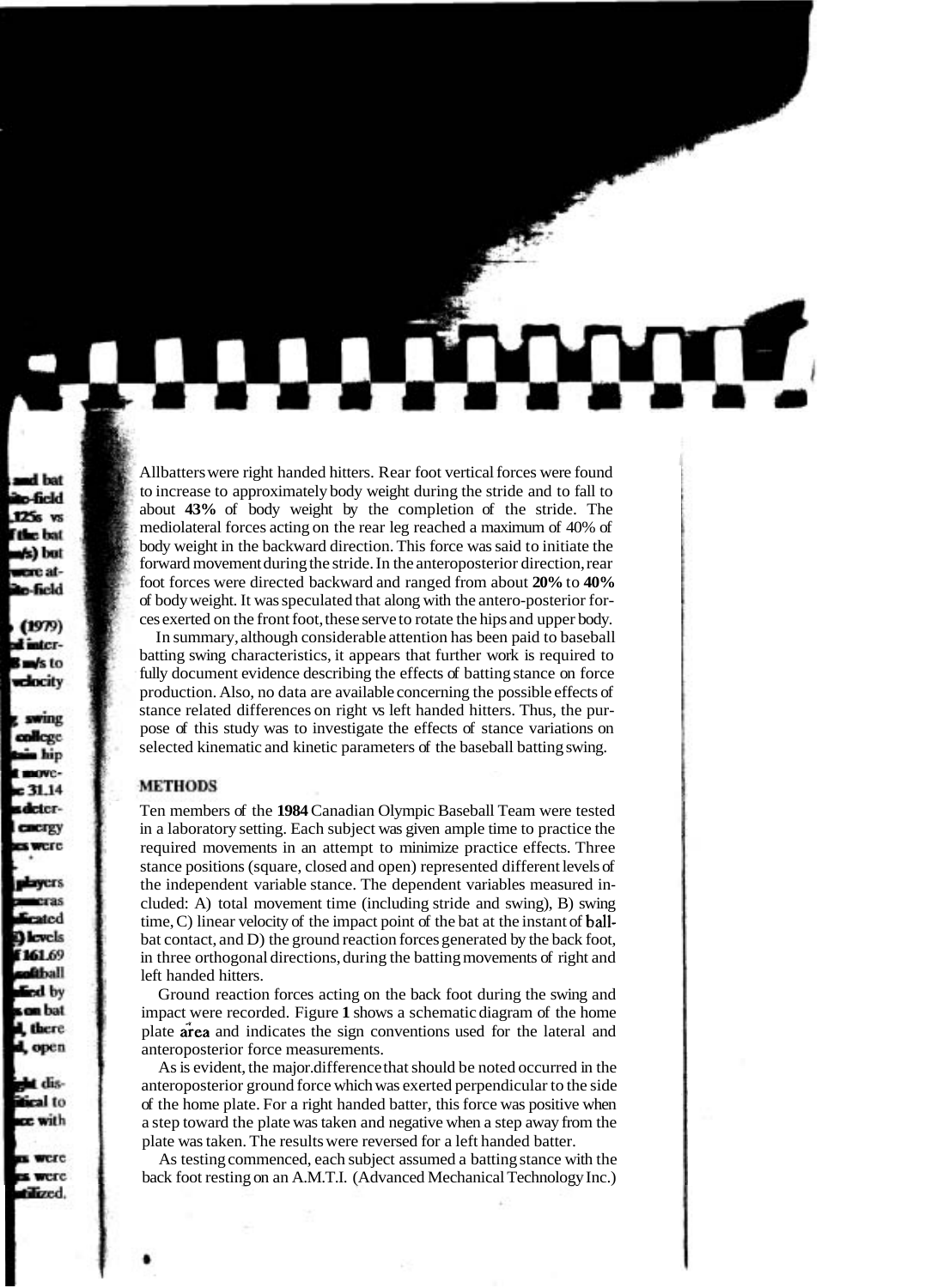All batters were right handed hitters. Rear foot vertical forces were found to increase to approximately body weight during the stride and to fall to about **43%** of body weight by the completion of the stride. The mediolateral forces acting on the rear leg reached a maximum of 40% of body weight in the backward direction. This force was said to initiate the forward movement during the stride. In the anteroposterior direction, rear foot forces were directed backward and ranged from about **20%** to **40%** of body weight. It was speculated that along with the antero-posterior forces exerted on the front foot, these serve to rotate the hips and upper body.

In summary, although considerable attention has been paid to baseball batting swing characteristics, it appears that further work is required to fully document evidence describing the effects of batting stance on force production. Also, no data are available concerning the possible effects of stance related differences on right vs left handed hitters. Thus, the purpose of this study was to investigate the effects of stance variations on selected kinematic and kinetic parameters of the baseball batting swing.

## METHODS

Ten members of the **1984** Canadian Olympic Baseball Team were tested in a laboratory setting. Each subject was given ample time to practice the required movements in an attempt to minimize practice effects. Three stance positions (square, closed and open) represented different levels of the independent variable stance. The dependent variables measured included: A) total movement time (including stride and swing), B) swing time, C) linear velocity of the impact point of the bat at the instant of ball-bat contact, and D) the ground reaction forces generated by the back foot, in three orthogonal directions, during the batting movements of right and left handed hitters.

Ground reaction forces acting on the back foot during the swing and impact were recorded. Figure **1** shows a schematic diagram of the home plate area and indicates the sign conventions used for the lateral and anteroposterior force measurements.

As is evident, the major difference that should be noted occurred in the anteroposterior ground force which was exerted perpendicular to the side of the home plate. For a right handed batter, this force was positive when a step toward the plate was taken and negative when a step away from the plate was taken. The results were reversed for a left handed batter.

As testing commenced, each subject assumed a batting stance with the back foot resting on an A.M.T.I. (Advanced Mechanical Technology Inc.)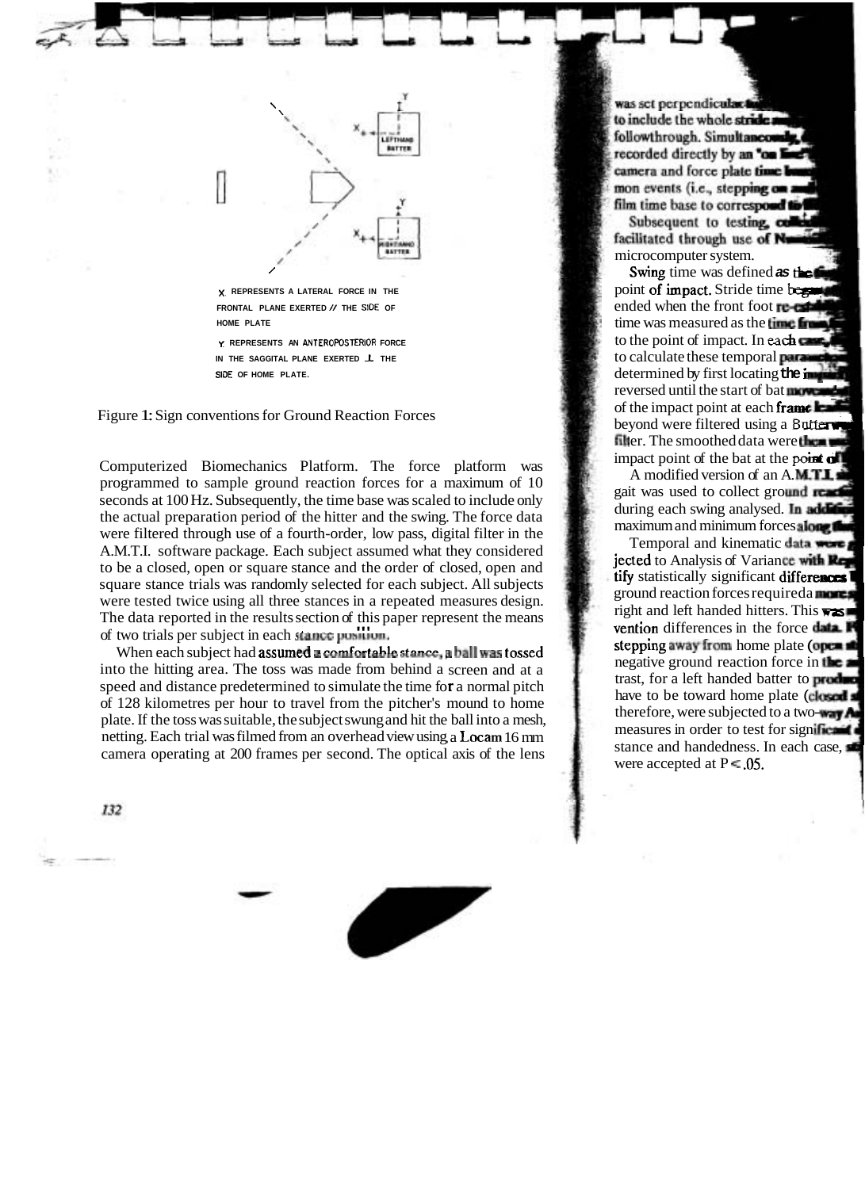X REPRESENTS A LATERAL FORCE IN THE FRONTAL PLANE EXERTED // THE SIDE OF HOME PLATE

Y REPRESENTS AN ANTEROPOSTERIOR FORCE IN THE SAGGITAL PLANE EXERTED ⊥ THE SIDE OF HOME PLATE.

Figure 1: Sign conventions for Ground Reaction Forces

Computerized Biomechanics Platform. The force platform was programmed to sample ground reaction forces for a maximum of 10 seconds at 100 Hz. Subsequently, the time base was scaled to include only the actual preparation period of the hitter and the swing. The force data were filtered through use of a fourth-order, low pass, digital filter in the A.M.T.I. software package. Each subject assumed what they considered to be a closed, open or square stance and the order of closed, open and square stance trials was randomly selected for each subject. All subjects were tested twice using all three stances in a repeated measures design. The data reported in the results section of this paper represent the means of two trials per subject in each stance position.

When each subject had assumed a comfortable stance, a ball was tossed into the hitting area. The toss was made from behind a screen and at a speed and distance predetermined to simulate the time for a normal pitch of 128 kilometres per hour to travel from the pitcher's mound to home plate. If the toss was suitable, the subject swung and hit the ball into a mesh, netting. Each trial was filmed from an overhead view using a Locam 16 mm camera operating at 200 frames per second. The optical axis of the lens was set perpendicular ... to include the whole stride ... followthrough. Simultaneously, ... recorded directly by an "on line" ... camera and force plate time base ... mon events (i.e., stepping on ...) film time base to correspond ...

Subsequent to testing, ... facilitated through use of N... microcomputer system.

Swing time was defined as the ... point of impact. Stride time began ... ended when the front foot re-est... time was measured as the time from ... to the point of impact. In each case, ... to calculate these temporal parameters ... determined by first locating the i... reversed until the start of bat movement ... of the impact point at each frame ... beyond were filtered using a Butterworth ... filter. The smoothed data were then ... impact point of the bat at the point of ...

A modified version of an A.M.T.I. ... gait was used to collect ground reaction ... during each swing analysed. In addition ... maximum and minimum forces along the ...

Temporal and kinematic data were ... jected to Analysis of Variance with Rep... tify statistically significant differences ... ground reaction forces required a more ... right and left handed hitters. This was ... vention differences in the force data. F... stepping away from home plate (open st...) negative ground reaction force in the ... trast, for a left handed batter to produce ... have to be toward home plate (closed s...) therefore, were subjected to a two-way A... measures in order to test for significant ... stance and handedness. In each case, ... were accepted at $P < .05$.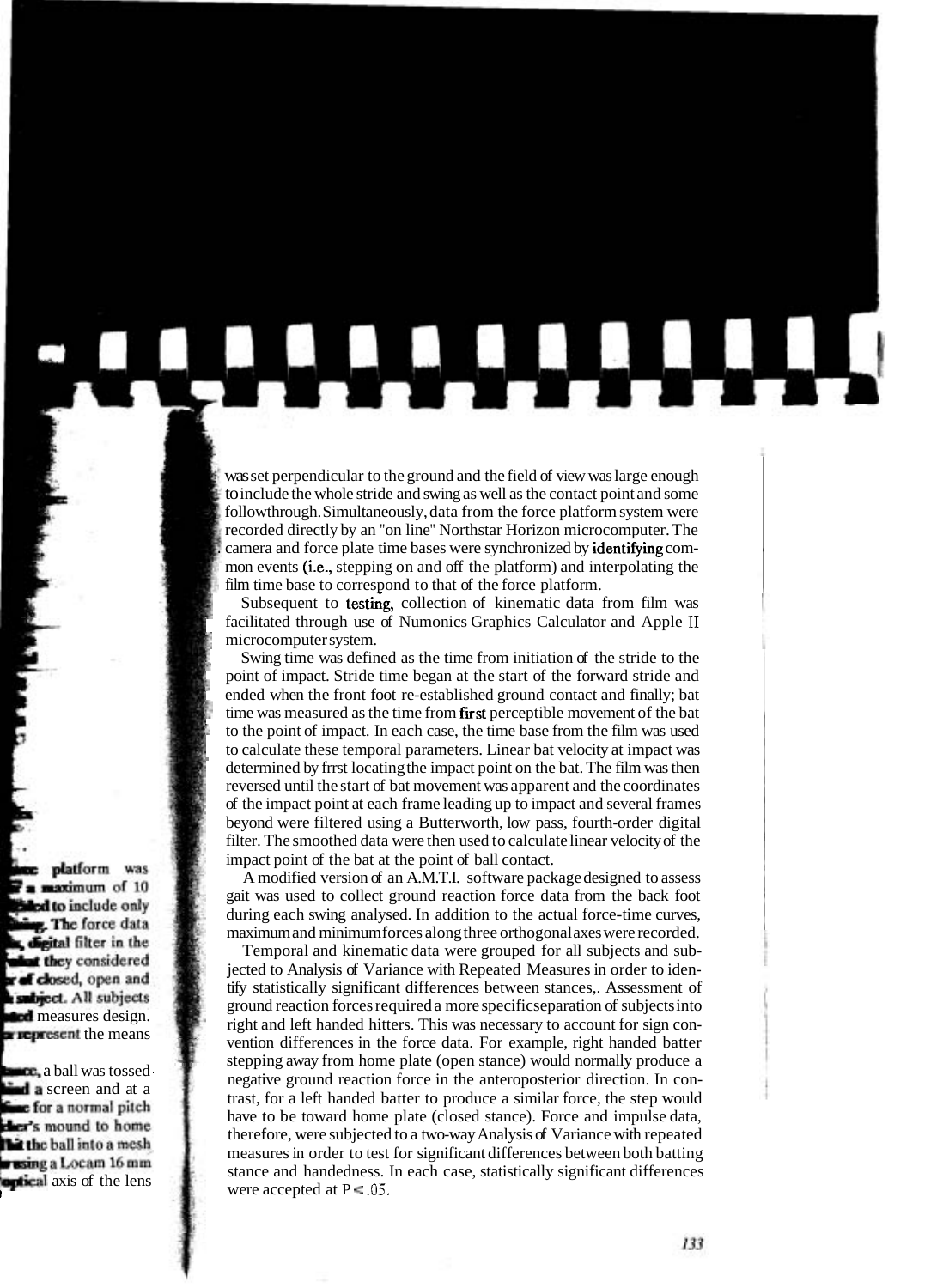was set perpendicular to the ground and the field of view was large enough to include the whole stride and swing as well as the contact point and some followthrough. Simultaneously, data from the force platform system were recorded directly by an "on line" Northstar Horizon microcomputer. The camera and force plate time bases were synchronized by identifying common events (i.e., stepping on and off the platform) and interpolating the film time base to correspond to that of the force platform.

Subsequent to testing, collection of kinematic data from film was facilitated through use of Numonics Graphics Calculator and Apple II microcomputer system.

Swing time was defined as the time from initiation of the stride to the point of impact. Stride time began at the start of the forward stride and ended when the front foot re-established ground contact and finally; bat time was measured as the time from first perceptible movement of the bat to the point of impact. In each case, the time base from the film was used to calculate these temporal parameters. Linear bat velocity at impact was determined by frrst locating the impact point on the bat. The film was then reversed until the start of bat movement was apparent and the coordinates of the impact point at each frame leading up to impact and several frames beyond were filtered using a Butterworth, low pass, fourth-order digital filter. The smoothed data were then used to calculate linear velocity of the impact point of the bat at the point of ball contact.

A modified version of an A.M.T.I. software package designed to assess gait was used to collect ground reaction force data from the back foot during each swing analysed. In addition to the actual force-time curves, maximum and minimum forces along three orthogonal axes were recorded.

Temporal and kinematic data were grouped for all subjects and subjected to Analysis of Variance with Repeated Measures in order to identify statistically significant differences between stances,. Assessment of ground reaction forces required a more specific separation of subjects into right and left handed hitters. This was necessary to account for sign convention differences in the force data. For example, right handed batter stepping away from home plate (open stance) would normally produce a negative ground reaction force in the anteroposterior direction. In contrast, for a left handed batter to produce a similar force, the step would have to be toward home plate (closed stance). Force and impulse data, therefore, were subjected to a two-way Analysis of Variance with repeated measures in order to test for significant differences between both batting stance and handedness. In each case, statistically significant differences were accepted at $P < .05$.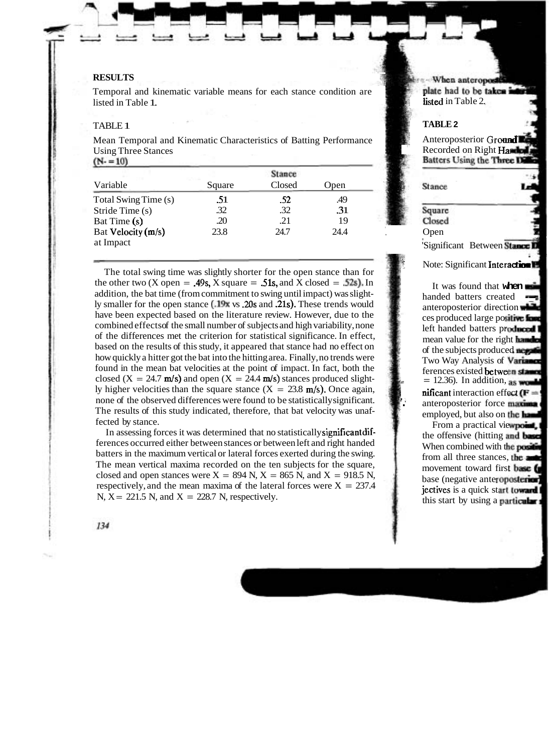## RESULTS

Temporal and kinematic variable means for each stance condition are listed in Table 1.

TABLE 1

Mean Temporal and Kinematic Characteristics of Batting Performance Using Three Stances
(N = 10)

| Variable | Square | Closed | Open |
|---|---|---|---|
| Total Swing Time (s) | .51 | .52 | .49 |
| Stride Time (s) | .32 | .32 | .31 |
| Bat Time (s) | .20 | .21 | .19 |
| Bat Velocity (m/s) at Impact | 23.8 | 24.7 | 24.4 |

The total swing time was slightly shorter for the open stance than for the other two (X open = .49s, X square = .51s, and X closed = .52s). In addition, the bat time (from commitment to swing until impact) was slightly smaller for the open stance (.19s vs .20s and .21s). These trends would have been expected based on the literature review. However, due to the combined effects of the small number of subjects and high variability, none of the differences met the criterion for statistical significance. In effect, based on the results of this study, it appeared that stance had no effect on how quickly a hitter got the bat into the hitting area. Finally, no trends were found in the mean bat velocities at the point of impact. In fact, both the closed (X = 24.7 m/s) and open (X = 24.4 m/s) stances produced slightly higher velocities than the square stance (X = 23.8 m/s). Once again, none of the observed differences were found to be statistically significant. The results of this study indicated, therefore, that bat velocity was unaffected by stance.

In assessing forces it was determined that no statistically significant differences occurred either between stances or between left and right handed batters in the maximum vertical or lateral forces exerted during the swing. The mean vertical maxima recorded on the ten subjects for the square, closed and open stances were X = 894 N, X = 865 N, and X = 918.5 N, respectively, and the mean maxima of the lateral forces were X = 237.4 N, X = 221.5 N, and X = 228.7 N, respectively.

When anteroposterior ... plate had to be taken ... listed in Table 2.

TABLE 2

Anteroposterior Ground ... Recorded on Right Handed ... Batters Using the Three Di...

| Stance | Le... |
|---|---|
| Square | |
| Closed | |
| Open | |

*Significant Between Stance D...

Note: Significant Interaction ...

It was found that when ... handed batters created ... anteroposterior direction while ... ces produced large positive for... left handed batters produced ... mean value for the right handed ... of the subjects produced negati... Two Way Analysis of Variance ... ferences existed between stance... = 12.36). In addition, as would ... nificant interaction effect (F = ... anteroposterior force maxima ... employed, but also on the han...

From a practical viewpoint, ... the offensive (hitting and base... When combined with the positi... from all three stances, the ant... movement toward first base (... base (negative anteroposterior ... jectives is a quick start toward ... this start by using a particular ...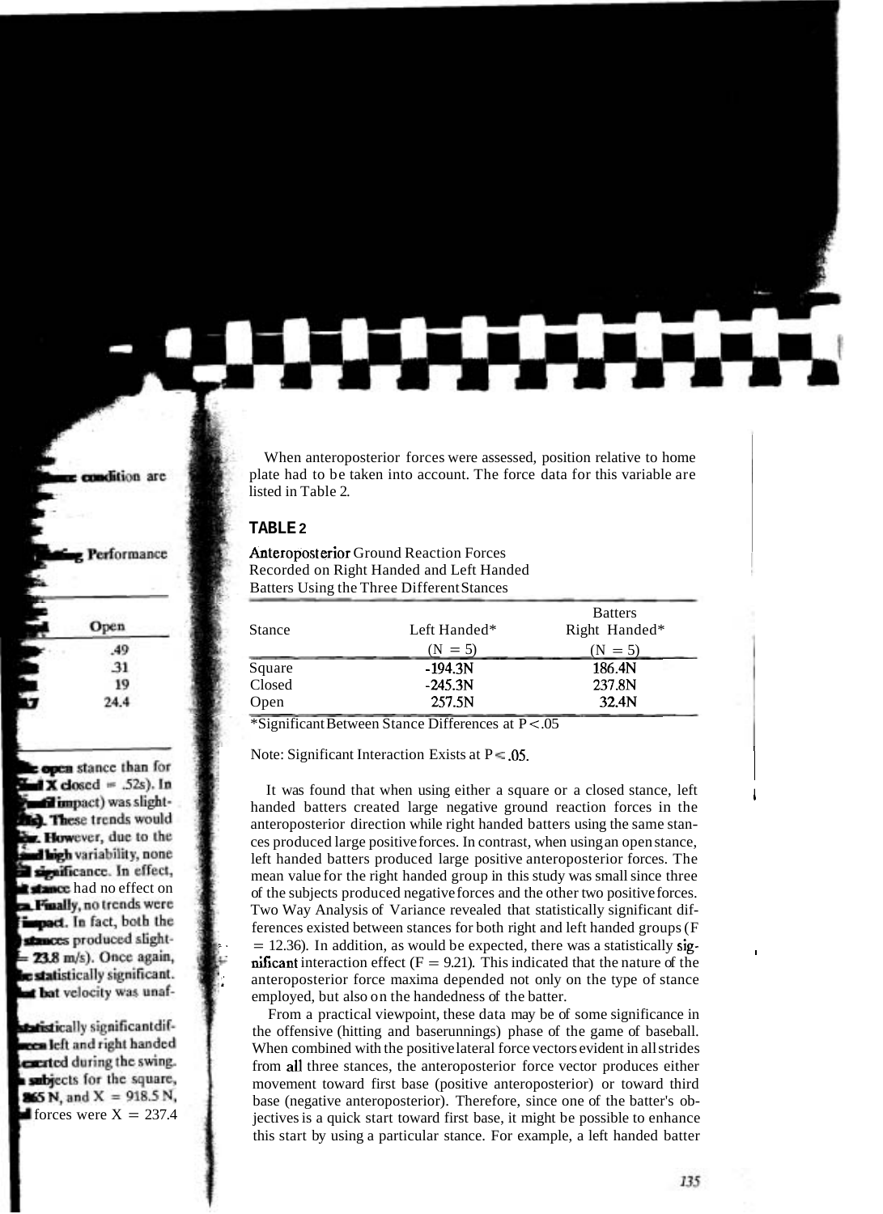When anteroposterior forces were assessed, position relative to home plate had to be taken into account. The force data for this variable are listed in Table 2.

**TABLE 2**

Anteroposterior Ground Reaction Forces Recorded on Right Handed and Left Handed Batters Using the Three Different Stances

| Stance | Batters Left Handed* (N = 5) | Right Handed* (N = 5) |
|---|---|---|
| Square | -194.3N | 186.4N |
| Closed | -245.3N | 237.8N |
| Open | 257.5N | 32.4N |

*Significant Between Stance Differences at $P < .05$

Note: Significant Interaction Exists at $P < .05$.

It was found that when using either a square or a closed stance, left handed batters created large negative ground reaction forces in the anteroposterior direction while right handed batters using the same stances produced large positive forces. In contrast, when using an open stance, left handed batters produced large positive anteroposterior forces. The mean value for the right handed group in this study was small since three of the subjects produced negative forces and the other two positive forces. Two Way Analysis of Variance revealed that statistically significant differences existed between stances for both right and left handed groups ($F = 12.36$). In addition, as would be expected, there was a statistically significant interaction effect ($F = 9.21$). This indicated that the nature of the anteroposterior force maxima depended not only on the type of stance employed, but also on the handedness of the batter.

From a practical viewpoint, these data may be of some significance in the offensive (hitting and baserunnings) phase of the game of baseball. When combined with the positive lateral force vectors evident in all strides from all three stances, the anteroposterior force vector produces either movement toward first base (positive anteroposterior) or toward third base (negative anteroposterior). Therefore, since one of the batter's objectives is a quick start toward first base, it might be possible to enhance this start by using a particular stance. For example, a left handed batter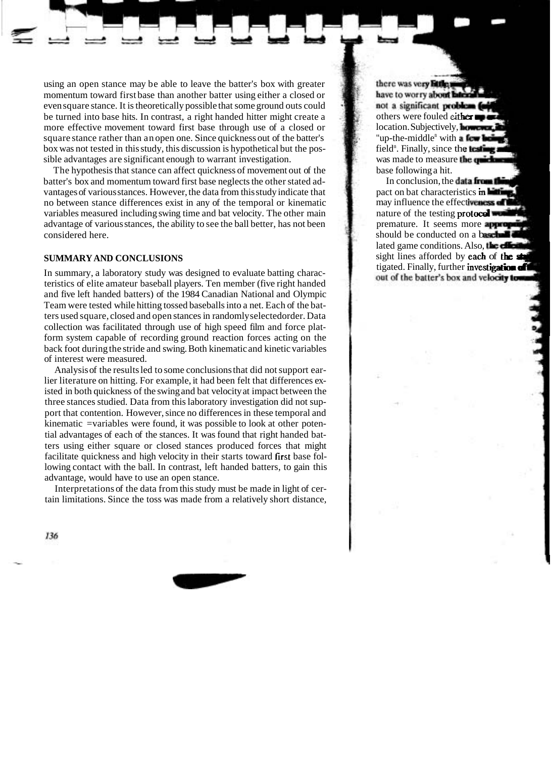using an open stance may be able to leave the batter's box with greater momentum toward first base than another batter using either a closed or even square stance. It is theoretically possible that some ground outs could be turned into base hits. In contrast, a right handed hitter might create a more effective movement toward first base through use of a closed or square stance rather than an open one. Since quickness out of the batter's box was not tested in this study, this discussion is hypothetical but the possible advantages are significant enough to warrant investigation.

The hypothesis that stance can affect quickness of movement out of the batter's box and momentum toward first base neglects the other stated advantages of various stances. However, the data from this study indicate that no between stance differences exist in any of the temporal or kinematic variables measured including swing time and bat velocity. The other main advantage of various stances, the ability to see the ball better, has not been considered here.

## SUMMARY AND CONCLUSIONS

In summary, a laboratory study was designed to evaluate batting characteristics of elite amateur baseball players. Ten member (five right handed and five left handed batters) of the 1984 Canadian National and Olympic Team were tested while hitting tossed baseballs into a net. Each of the batters used square, closed and open stances in randomly selected order. Data collection was facilitated through use of high speed film and force platform system capable of recording ground reaction forces acting on the back foot during the stride and swing. Both kinematic and kinetic variables of interest were measured.

Analysis of the results led to some conclusions that did not support earlier literature on hitting. For example, it had been felt that differences existed in both quickness of the swing and bat velocity at impact between the three stances studied. Data from this laboratory investigation did not support that contention. However, since no differences in these temporal and kinematic =variables were found, it was possible to look at other potential advantages of each of the stances. It was found that right handed batters using either square or closed stances produced forces that might facilitate quickness and high velocity in their starts toward first base following contact with the ball. In contrast, left handed batters, to gain this advantage, would have to use an open stance.

Interpretations of the data from this study must be made in light of certain limitations. Since the toss was made from a relatively short distance, there was very little ... have to worry about lateral ... not a significant problem ... others were fouled either ... location. Subjectively, however, ... "up-the-middle" with a few being ... field". Finally, since the testing ... was made to measure the quickness ... base following a hit.

In conclusion, the data from this ... pact on bat characteristics in hitting ... may influence the effectiveness of ... nature of the testing protocol would ... premature. It seems more appropriate ... should be conducted on a baseball ... lated game conditions. Also, the effect ... sight lines afforded by each of the sta... tigated. Finally, further investigation of ... out of the batter's box and velocity toward ...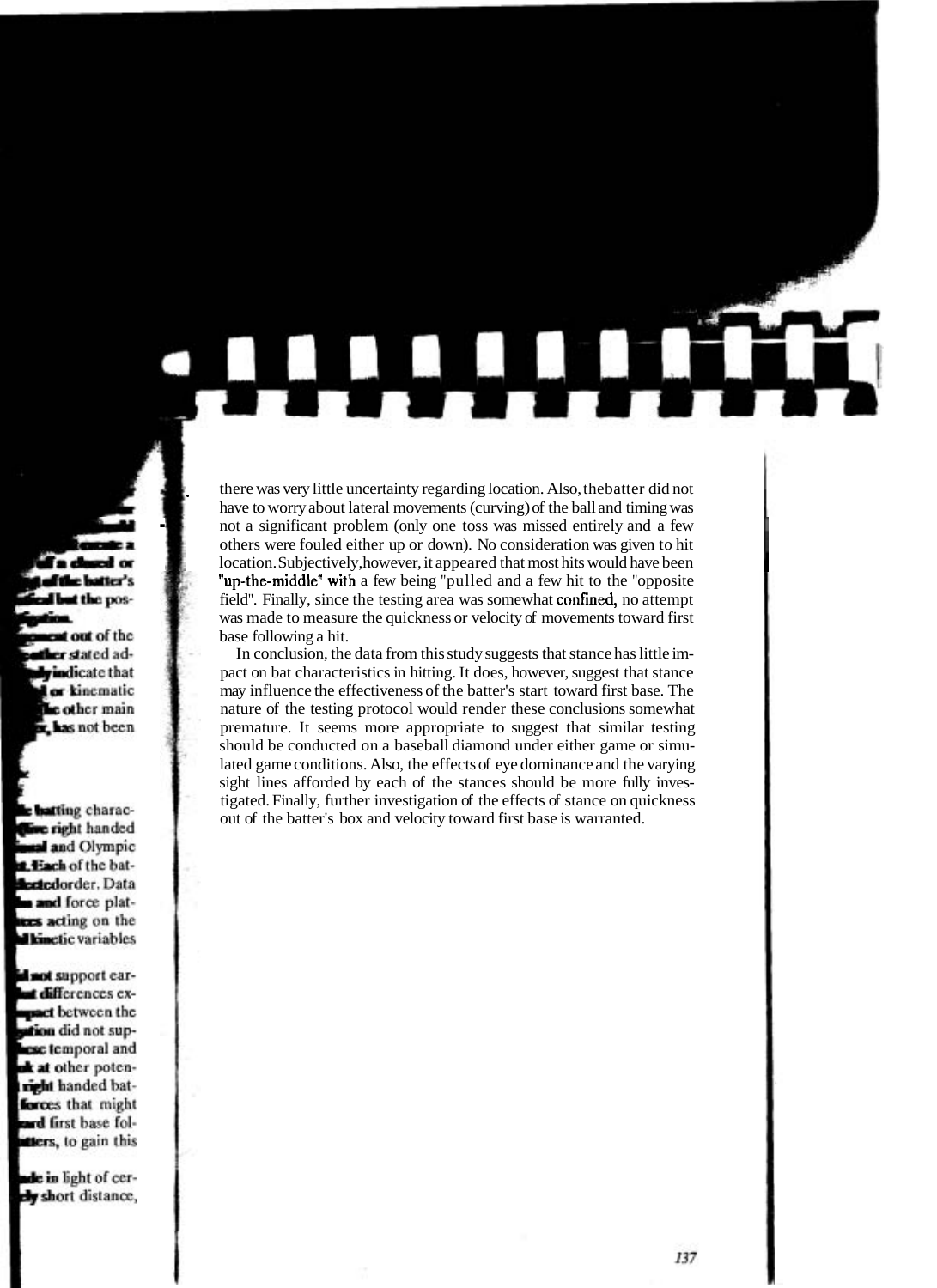there was very little uncertainty regarding location. Also, the batter did not have to worry about lateral movements (curving) of the ball and timing was not a significant problem (only one toss was missed entirely and a few others were fouled either up or down). No consideration was given to hit location. Subjectively, however, it appeared that most hits would have been "up-the-middle" with a few being "pulled and a few hit to the "opposite field". Finally, since the testing area was somewhat confined, no attempt was made to measure the quickness or velocity of movements toward first base following a hit.

In conclusion, the data from this study suggests that stance has little impact on bat characteristics in hitting. It does, however, suggest that stance may influence the effectiveness of the batter's start toward first base. The nature of the testing protocol would render these conclusions somewhat premature. It seems more appropriate to suggest that similar testing should be conducted on a baseball diamond under either game or simulated game conditions. Also, the effects of eye dominance and the varying sight lines afforded by each of the stances should be more fully investigated. Finally, further investigation of the effects of stance on quickness out of the batter's box and velocity toward first base is warranted.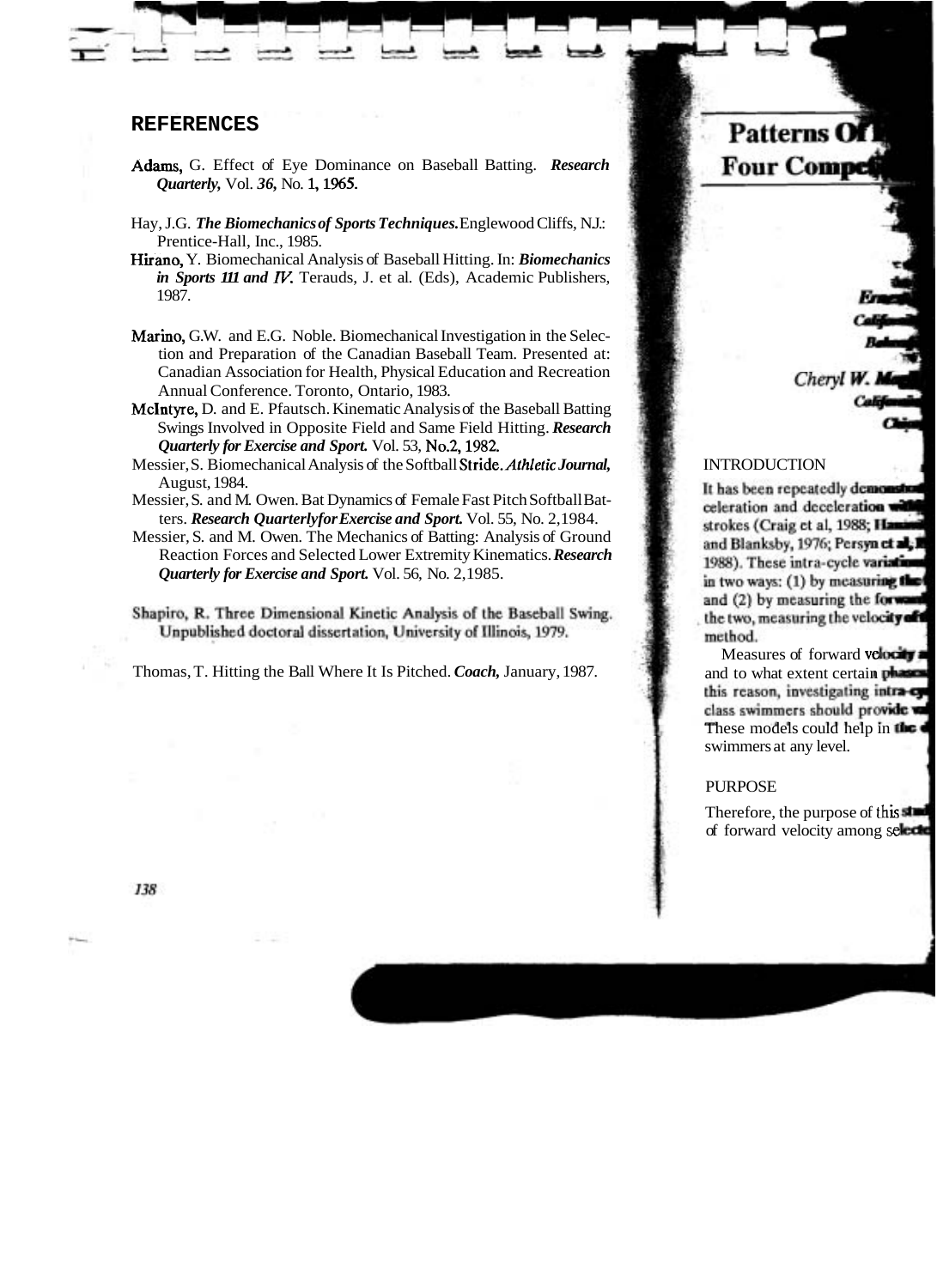## REFERENCES

Adams, G. Effect of Eye Dominance on Baseball Batting. ***Research Quarterly,*** Vol. *36,* No. 1, 1965.

Hay, J.G. ***The Biomechanics of Sports Techniques.*** Englewood Cliffs, N.J.: Prentice-Hall, Inc., 1985.

Hirano, Y. Biomechanical Analysis of Baseball Hitting. In: ***Biomechanics in Sports 111 and IV.*** Terauds, J. et al. (Eds), Academic Publishers, 1987.

Marino, G.W. and E.G. Noble. Biomechanical Investigation in the Selection and Preparation of the Canadian Baseball Team. Presented at: Canadian Association for Health, Physical Education and Recreation Annual Conference. Toronto, Ontario, 1983.

McIntyre, D. and E. Pfautsch. Kinematic Analysis of the Baseball Batting Swings Involved in Opposite Field and Same Field Hitting. ***Research Quarterly for Exercise and Sport.*** Vol. 53, No.2, 1982.

Messier, S. Biomechanical Analysis of the Softball Stride. ***Athletic Journal,*** August, 1984.

Messier, S. and M. Owen. Bat Dynamics of Female Fast Pitch Softball Batters. ***Research Quarterly for Exercise and Sport.*** Vol. 55, No. 2, 1984.

Messier, S. and M. Owen. The Mechanics of Batting: Analysis of Ground Reaction Forces and Selected Lower Extremity Kinematics. ***Research Quarterly for Exercise and Sport.*** Vol. 56, No. 2, 1985.

Shapiro, R. Three Dimensional Kinetic Analysis of the Baseball Swing. Unpublished doctoral dissertation, University of Illinois, 1979.

Thomas, T. Hitting the Ball Where It Is Pitched. ***Coach,*** January, 1987.